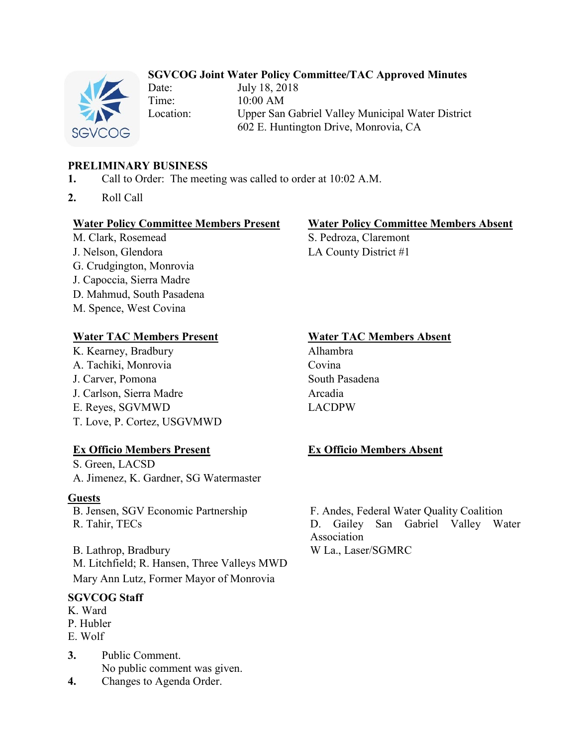**SGVCOG Joint Water Policy Committee/TAC Approved Minutes**

Date: July 18, 2018
Time: 10:00 AM
Location: Upper San Gabriel Valley Municipal Water District
602 E. Huntington Drive, Monrovia, CA

**PRELIMINARY BUSINESS**

1. Call to Order: The meeting was called to order at 10:02 A.M.
2. Roll Call

**Water Policy Committee Members Present**
M. Clark, Rosemead
J. Nelson, Glendora
G. Crudgington, Monrovia
J. Capoccia, Sierra Madre
D. Mahmud, South Pasadena
M. Spence, West Covina

**Water Policy Committee Members Absent**
S. Pedroza, Claremont
LA County District #1

**Water TAC Members Present**
K. Kearney, Bradbury
A. Tachiki, Monrovia
J. Carver, Pomona
J. Carlson, Sierra Madre
E. Reyes, SGVMWD
T. Love, P. Cortez, USGVMWD

**Water TAC Members Absent**
Alhambra
Covina
South Pasadena
Arcadia
LACDPW

**Ex Officio Members Present**
S. Green, LACSD
A. Jimenez, K. Gardner, SG Watermaster

**Ex Officio Members Absent**

**Guests**
B. Jensen, SGV Economic Partnership
R. Tahir, TECs
B. Lathrop, Bradbury
M. Litchfield; R. Hansen, Three Valleys MWD
Mary Ann Lutz, Former Mayor of Monrovia
F. Andes, Federal Water Quality Coalition
D. Gailey San Gabriel Valley Water Association
W La., Laser/SGMRC

**SGVCOG Staff**
K. Ward
P. Hubler
E. Wolf

3. Public Comment.
   No public comment was given.
4. Changes to Agenda Order.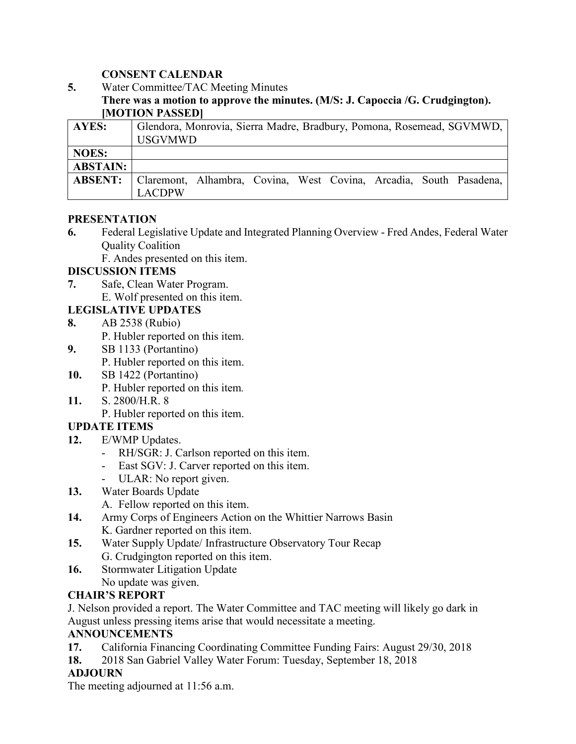**CONSENT CALENDAR**

**5.** Water Committee/TAC Meeting Minutes

**There was a motion to approve the minutes. (M/S: J. Capoccia /G. Crudgington). [MOTION PASSED]**

| | |
|---|---|
| **AYES:** | Glendora, Monrovia, Sierra Madre, Bradbury, Pomona, Rosemead, SGVMWD, USGVMWD |
| **NOES:** | |
| **ABSTAIN:** | |
| **ABSENT:** | Claremont, Alhambra, Covina, West Covina, Arcadia, South Pasadena, LACDPW |

## PRESENTATION

**6.** Federal Legislative Update and Integrated Planning Overview - Fred Andes, Federal Water Quality Coalition
F. Andes presented on this item.

## DISCUSSION ITEMS

**7.** Safe, Clean Water Program.
E. Wolf presented on this item.

## LEGISLATIVE UPDATES

**8.** AB 2538 (Rubio)
P. Hubler reported on this item.

**9.** SB 1133 (Portantino)
P. Hubler reported on this item.

**10.** SB 1422 (Portantino)
P. Hubler reported on this item.

**11.** S. 2800/H.R. 8
P. Hubler reported on this item.

## UPDATE ITEMS

**12.** E/WMP Updates.
- RH/SGR: J. Carlson reported on this item.
- East SGV: J. Carver reported on this item.
- ULAR: No report given.

**13.** Water Boards Update
A. Fellow reported on this item.

**14.** Army Corps of Engineers Action on the Whittier Narrows Basin
K. Gardner reported on this item.

**15.** Water Supply Update/ Infrastructure Observatory Tour Recap
G. Crudgington reported on this item.

**16.** Stormwater Litigation Update
No update was given.

## CHAIR'S REPORT

J. Nelson provided a report. The Water Committee and TAC meeting will likely go dark in August unless pressing items arise that would necessitate a meeting.

## ANNOUNCEMENTS

**17.** California Financing Coordinating Committee Funding Fairs: August 29/30, 2018

**18.** 2018 San Gabriel Valley Water Forum: Tuesday, September 18, 2018

## ADJOURN

The meeting adjourned at 11:56 a.m.